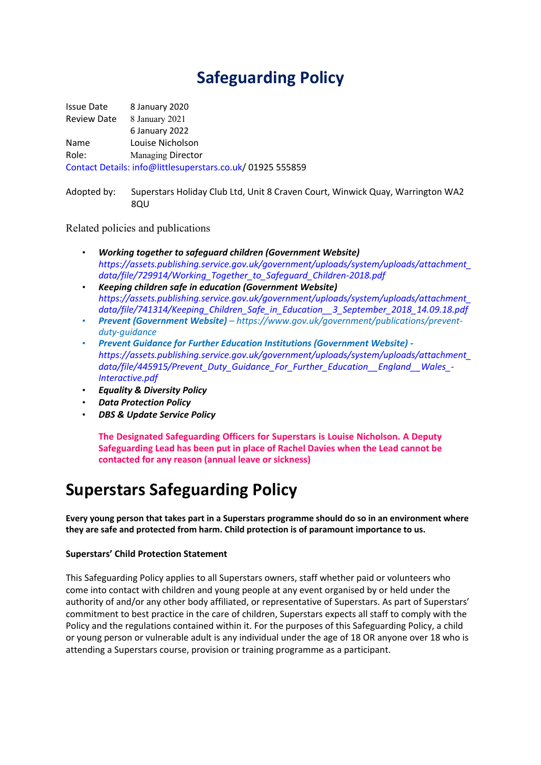# Safeguarding Policy

Issue Date 8 January 2020
Review Date 8 January 2021
6 January 2022
Name Louise Nicholson
Role: Managing Director
Contact Details: info@littlesuperstars.co.uk/ 01925 555859

Adopted by: Superstars Holiday Club Ltd, Unit 8 Craven Court, Winwick Quay, Warrington WA2 8QU

Related policies and publications

- ***Working together to safeguard children (Government Website)*** *https://assets.publishing.service.gov.uk/government/uploads/system/uploads/attachment_data/file/729914/Working_Together_to_Safeguard_Children-2018.pdf*
- ***Keeping children safe in education (Government Website)*** *https://assets.publishing.service.gov.uk/government/uploads/system/uploads/attachment_data/file/741314/Keeping_Children_Safe_in_Education__3_September_2018_14.09.18.pdf*
- ***Prevent (Government Website)*** *– https://www.gov.uk/government/publications/prevent-duty-guidance*
- ***Prevent Guidance for Further Education Institutions (Government Website) -*** *https://assets.publishing.service.gov.uk/government/uploads/system/uploads/attachment_data/file/445915/Prevent_Duty_Guidance_For_Further_Education__England__Wales_-Interactive.pdf*
- ***Equality & Diversity Policy***
- ***Data Protection Policy***
- ***DBS & Update Service Policy***

**The Designated Safeguarding Officers for Superstars is Louise Nicholson. A Deputy Safeguarding Lead has been put in place of Rachel Davies when the Lead cannot be contacted for any reason (annual leave or sickness)**

# Superstars Safeguarding Policy

**Every young person that takes part in a Superstars programme should do so in an environment where they are safe and protected from harm. Child protection is of paramount importance to us.**

**Superstars' Child Protection Statement**

This Safeguarding Policy applies to all Superstars owners, staff whether paid or volunteers who come into contact with children and young people at any event organised by or held under the authority of and/or any other body affiliated, or representative of Superstars. As part of Superstars' commitment to best practice in the care of children, Superstars expects all staff to comply with the Policy and the regulations contained within it. For the purposes of this Safeguarding Policy, a child or young person or vulnerable adult is any individual under the age of 18 OR anyone over 18 who is attending a Superstars course, provision or training programme as a participant.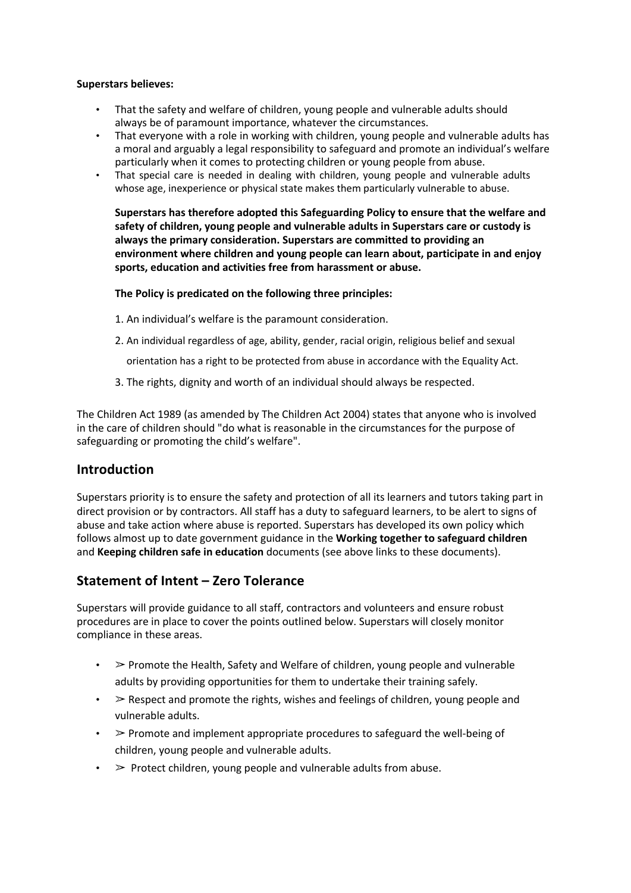**Superstars believes:**

- That the safety and welfare of children, young people and vulnerable adults should always be of paramount importance, whatever the circumstances.
- That everyone with a role in working with children, young people and vulnerable adults has a moral and arguably a legal responsibility to safeguard and promote an individual's welfare particularly when it comes to protecting children or young people from abuse.
- That special care is needed in dealing with children, young people and vulnerable adults whose age, inexperience or physical state makes them particularly vulnerable to abuse.

**Superstars has therefore adopted this Safeguarding Policy to ensure that the welfare and safety of children, young people and vulnerable adults in Superstars care or custody is always the primary consideration. Superstars are committed to providing an environment where children and young people can learn about, participate in and enjoy sports, education and activities free from harassment or abuse.**

**The Policy is predicated on the following three principles:**

1. An individual's welfare is the paramount consideration.
2. An individual regardless of age, ability, gender, racial origin, religious belief and sexual orientation has a right to be protected from abuse in accordance with the Equality Act.
3. The rights, dignity and worth of an individual should always be respected.

The Children Act 1989 (as amended by The Children Act 2004) states that anyone who is involved in the care of children should "do what is reasonable in the circumstances for the purpose of safeguarding or promoting the child's welfare".

## Introduction

Superstars priority is to ensure the safety and protection of all its learners and tutors taking part in direct provision or by contractors. All staff has a duty to safeguard learners, to be alert to signs of abuse and take action where abuse is reported. Superstars has developed its own policy which follows almost up to date government guidance in the **Working together to safeguard children** and **Keeping children safe in education** documents (see above links to these documents).

## Statement of Intent – Zero Tolerance

Superstars will provide guidance to all staff, contractors and volunteers and ensure robust procedures are in place to cover the points outlined below. Superstars will closely monitor compliance in these areas.

- ➢ Promote the Health, Safety and Welfare of children, young people and vulnerable adults by providing opportunities for them to undertake their training safely.
- ➢ Respect and promote the rights, wishes and feelings of children, young people and vulnerable adults.
- ➢ Promote and implement appropriate procedures to safeguard the well-being of children, young people and vulnerable adults.
- ➢ Protect children, young people and vulnerable adults from abuse.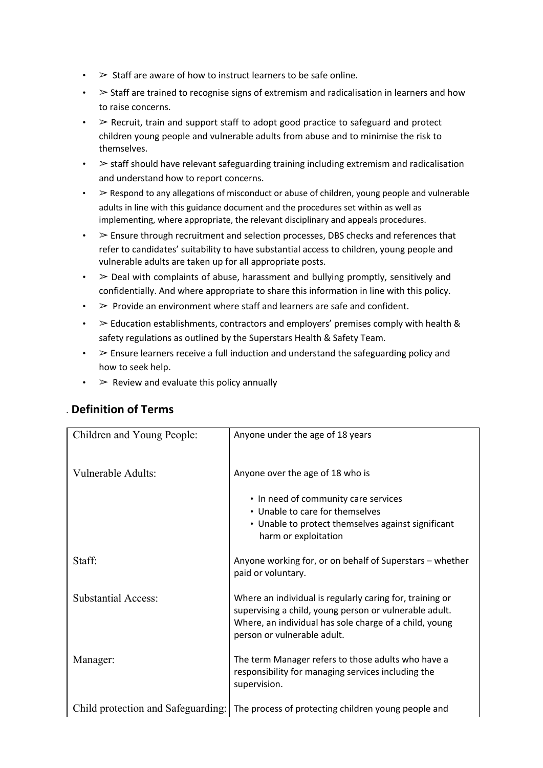- ➢ Staff are aware of how to instruct learners to be safe online.
- ➢ Staff are trained to recognise signs of extremism and radicalisation in learners and how to raise concerns.
- ➢ Recruit, train and support staff to adopt good practice to safeguard and protect children young people and vulnerable adults from abuse and to minimise the risk to themselves.
- ➢ staff should have relevant safeguarding training including extremism and radicalisation and understand how to report concerns.
- ➢ Respond to any allegations of misconduct or abuse of children, young people and vulnerable adults in line with this guidance document and the procedures set within as well as implementing, where appropriate, the relevant disciplinary and appeals procedures.
- ➢ Ensure through recruitment and selection processes, DBS checks and references that refer to candidates' suitability to have substantial access to children, young people and vulnerable adults are taken up for all appropriate posts.
- ➢ Deal with complaints of abuse, harassment and bullying promptly, sensitively and confidentially. And where appropriate to share this information in line with this policy.
- ➢ Provide an environment where staff and learners are safe and confident.
- ➢ Education establishments, contractors and employers' premises comply with health & safety regulations as outlined by the Superstars Health & Safety Team.
- ➢ Ensure learners receive a full induction and understand the safeguarding policy and how to seek help.
- ➢ Review and evaluate this policy annually

## . Definition of Terms

| | |
|---|---|
| Children and Young People: | Anyone under the age of 18 years |
| Vulnerable Adults: | Anyone over the age of 18 who is<br>• In need of community care services<br>• Unable to care for themselves<br>• Unable to protect themselves against significant harm or exploitation |
| Staff: | Anyone working for, or on behalf of Superstars – whether paid or voluntary. |
| Substantial Access: | Where an individual is regularly caring for, training or supervising a child, young person or vulnerable adult. Where, an individual has sole charge of a child, young person or vulnerable adult. |
| Manager: | The term Manager refers to those adults who have a responsibility for managing services including the supervision. |
| Child protection and Safeguarding: | The process of protecting children young people and |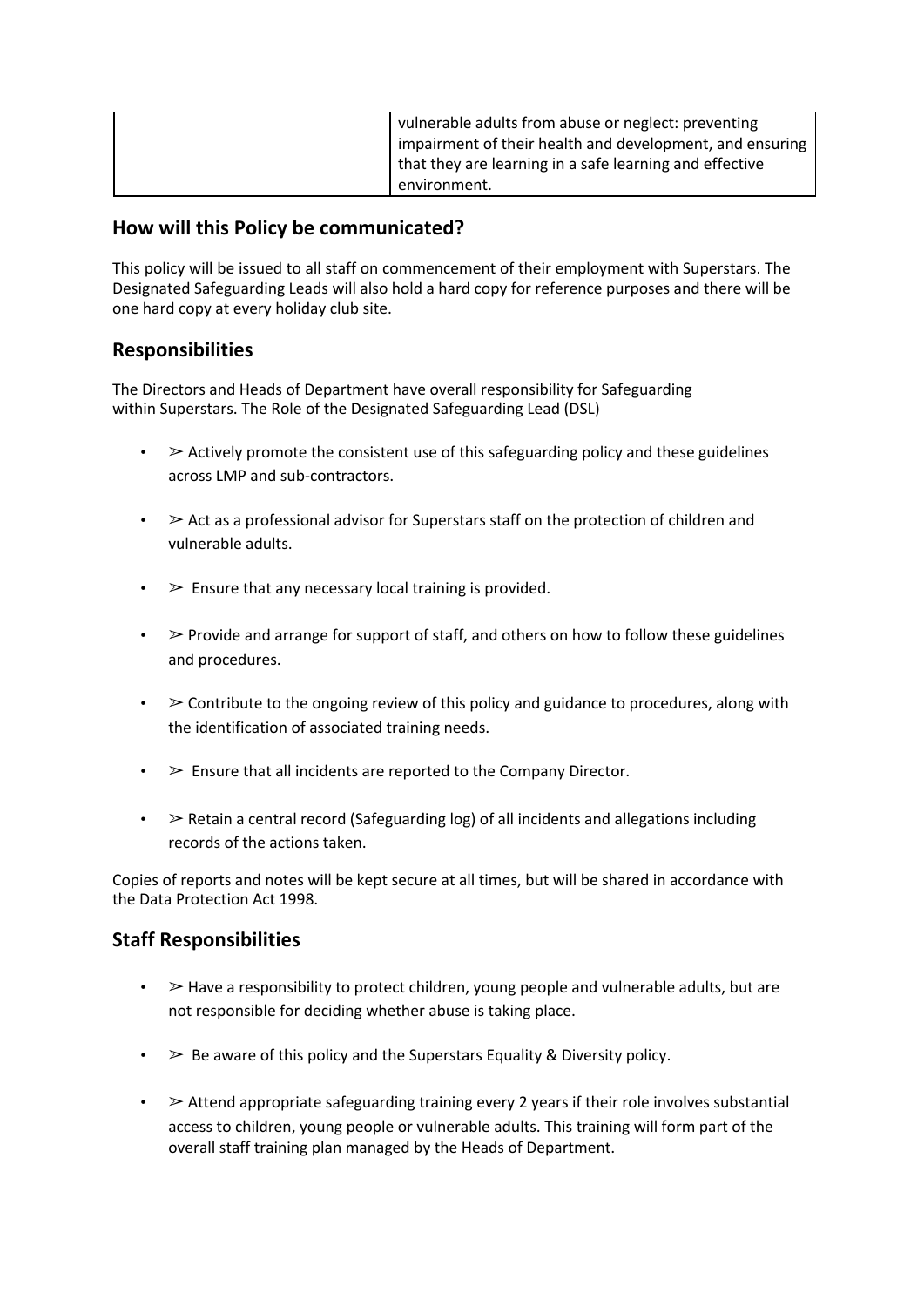| | vulnerable adults from abuse or neglect: preventing impairment of their health and development, and ensuring that they are learning in a safe learning and effective environment. |
|---|---|

## How will this Policy be communicated?

This policy will be issued to all staff on commencement of their employment with Superstars. The Designated Safeguarding Leads will also hold a hard copy for reference purposes and there will be one hard copy at every holiday club site.

## Responsibilities

The Directors and Heads of Department have overall responsibility for Safeguarding within Superstars. The Role of the Designated Safeguarding Lead (DSL)

- ➢ Actively promote the consistent use of this safeguarding policy and these guidelines across LMP and sub-contractors.
- ➢ Act as a professional advisor for Superstars staff on the protection of children and vulnerable adults.
- ➢ Ensure that any necessary local training is provided.
- ➢ Provide and arrange for support of staff, and others on how to follow these guidelines and procedures.
- ➢ Contribute to the ongoing review of this policy and guidance to procedures, along with the identification of associated training needs.
- ➢ Ensure that all incidents are reported to the Company Director.
- ➢ Retain a central record (Safeguarding log) of all incidents and allegations including records of the actions taken.

Copies of reports and notes will be kept secure at all times, but will be shared in accordance with the Data Protection Act 1998.

## Staff Responsibilities

- ➢ Have a responsibility to protect children, young people and vulnerable adults, but are not responsible for deciding whether abuse is taking place.
- ➢ Be aware of this policy and the Superstars Equality & Diversity policy.
- ➢ Attend appropriate safeguarding training every 2 years if their role involves substantial access to children, young people or vulnerable adults. This training will form part of the overall staff training plan managed by the Heads of Department.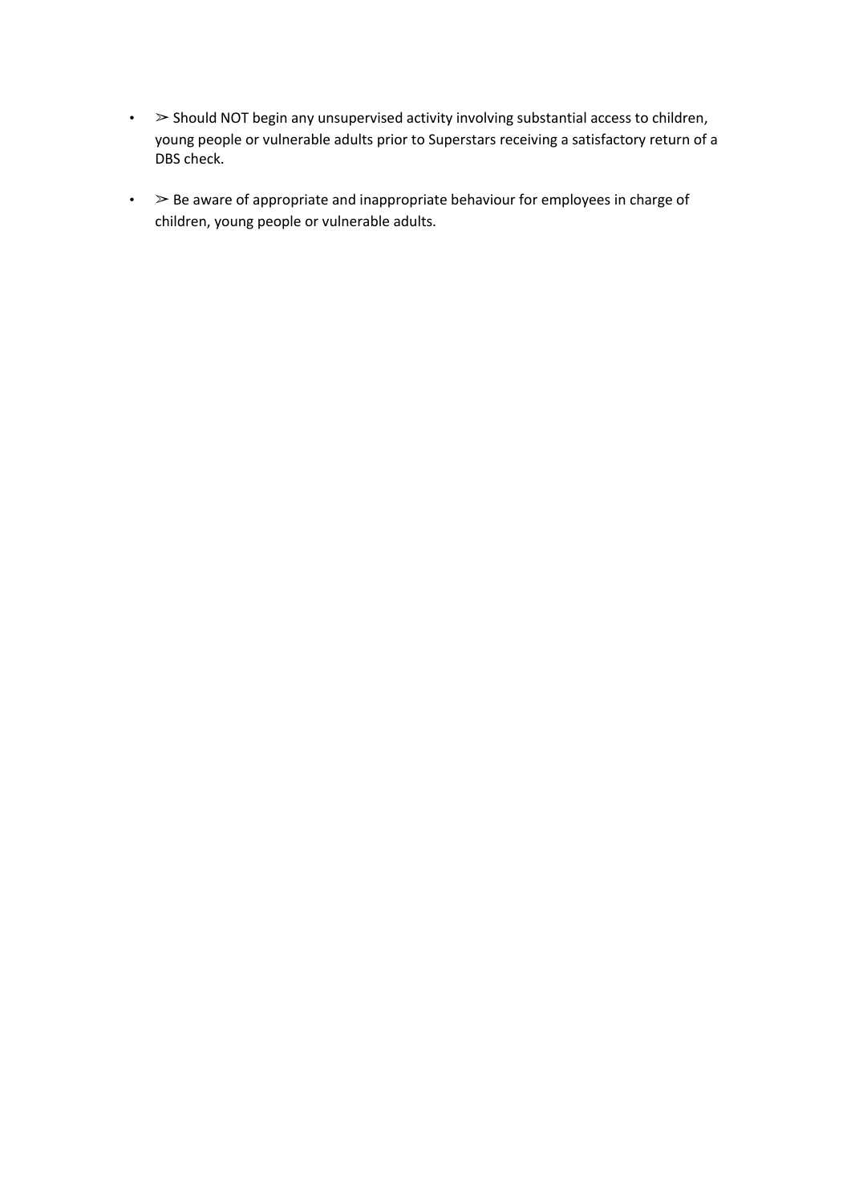- ➢ Should NOT begin any unsupervised activity involving substantial access to children, young people or vulnerable adults prior to Superstars receiving a satisfactory return of a DBS check.

- ➢ Be aware of appropriate and inappropriate behaviour for employees in charge of children, young people or vulnerable adults.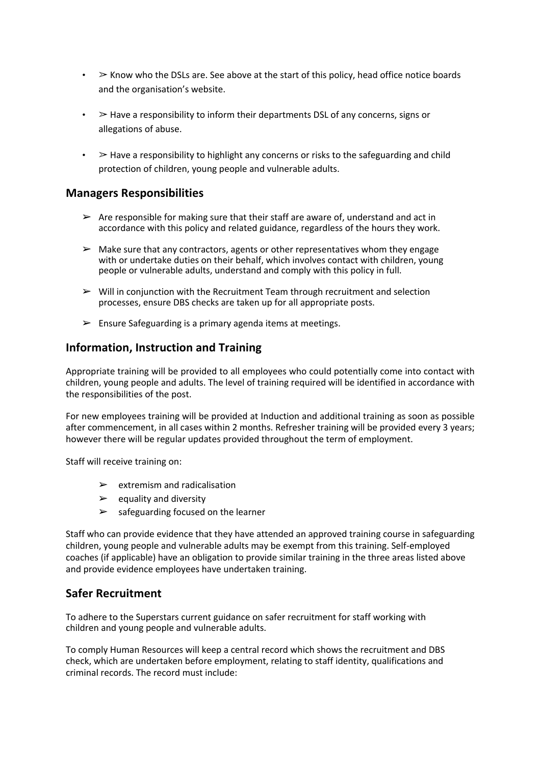- ➢ Know who the DSLs are. See above at the start of this policy, head office notice boards and the organisation's website.
- ➢ Have a responsibility to inform their departments DSL of any concerns, signs or allegations of abuse.
- ➢ Have a responsibility to highlight any concerns or risks to the safeguarding and child protection of children, young people and vulnerable adults.

## Managers Responsibilities

- ➢ Are responsible for making sure that their staff are aware of, understand and act in accordance with this policy and related guidance, regardless of the hours they work.
- ➢ Make sure that any contractors, agents or other representatives whom they engage with or undertake duties on their behalf, which involves contact with children, young people or vulnerable adults, understand and comply with this policy in full.
- ➢ Will in conjunction with the Recruitment Team through recruitment and selection processes, ensure DBS checks are taken up for all appropriate posts.
- ➢ Ensure Safeguarding is a primary agenda items at meetings.

## Information, Instruction and Training

Appropriate training will be provided to all employees who could potentially come into contact with children, young people and adults. The level of training required will be identified in accordance with the responsibilities of the post.

For new employees training will be provided at Induction and additional training as soon as possible after commencement, in all cases within 2 months. Refresher training will be provided every 3 years; however there will be regular updates provided throughout the term of employment.

Staff will receive training on:

- ➢ extremism and radicalisation
- ➢ equality and diversity
- ➢ safeguarding focused on the learner

Staff who can provide evidence that they have attended an approved training course in safeguarding children, young people and vulnerable adults may be exempt from this training. Self-employed coaches (if applicable) have an obligation to provide similar training in the three areas listed above and provide evidence employees have undertaken training.

## Safer Recruitment

To adhere to the Superstars current guidance on safer recruitment for staff working with children and young people and vulnerable adults.

To comply Human Resources will keep a central record which shows the recruitment and DBS check, which are undertaken before employment, relating to staff identity, qualifications and criminal records. The record must include: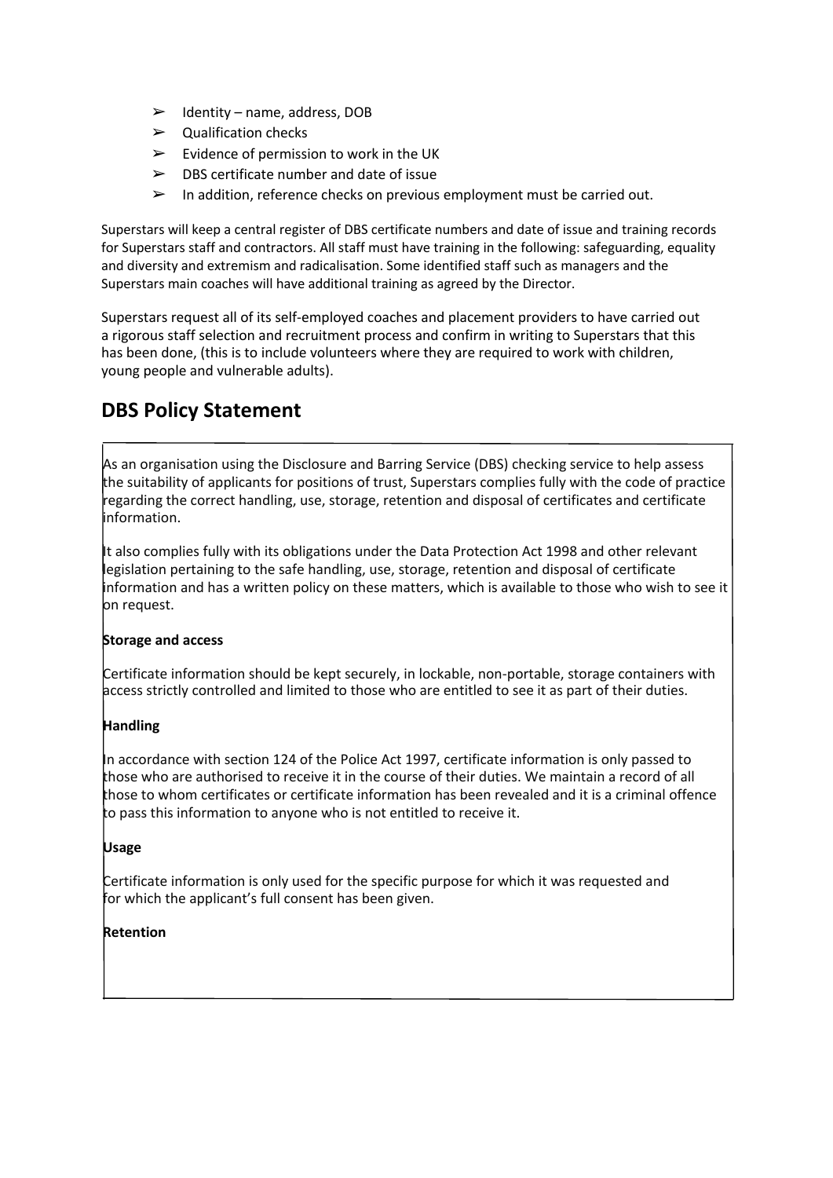- ➢ Identity – name, address, DOB
- ➢ Qualification checks
- ➢ Evidence of permission to work in the UK
- ➢ DBS certificate number and date of issue
- ➢ In addition, reference checks on previous employment must be carried out.

Superstars will keep a central register of DBS certificate numbers and date of issue and training records for Superstars staff and contractors. All staff must have training in the following: safeguarding, equality and diversity and extremism and radicalisation. Some identified staff such as managers and the Superstars main coaches will have additional training as agreed by the Director.

Superstars request all of its self-employed coaches and placement providers to have carried out a rigorous staff selection and recruitment process and confirm in writing to Superstars that this has been done, (this is to include volunteers where they are required to work with children, young people and vulnerable adults).

## DBS Policy Statement

As an organisation using the Disclosure and Barring Service (DBS) checking service to help assess the suitability of applicants for positions of trust, Superstars complies fully with the code of practice regarding the correct handling, use, storage, retention and disposal of certificates and certificate information.

It also complies fully with its obligations under the Data Protection Act 1998 and other relevant legislation pertaining to the safe handling, use, storage, retention and disposal of certificate information and has a written policy on these matters, which is available to those who wish to see it on request.

**Storage and access**

Certificate information should be kept securely, in lockable, non-portable, storage containers with access strictly controlled and limited to those who are entitled to see it as part of their duties.

**Handling**

In accordance with section 124 of the Police Act 1997, certificate information is only passed to those who are authorised to receive it in the course of their duties. We maintain a record of all those to whom certificates or certificate information has been revealed and it is a criminal offence to pass this information to anyone who is not entitled to receive it.

**Usage**

Certificate information is only used for the specific purpose for which it was requested and for which the applicant's full consent has been given.

**Retention**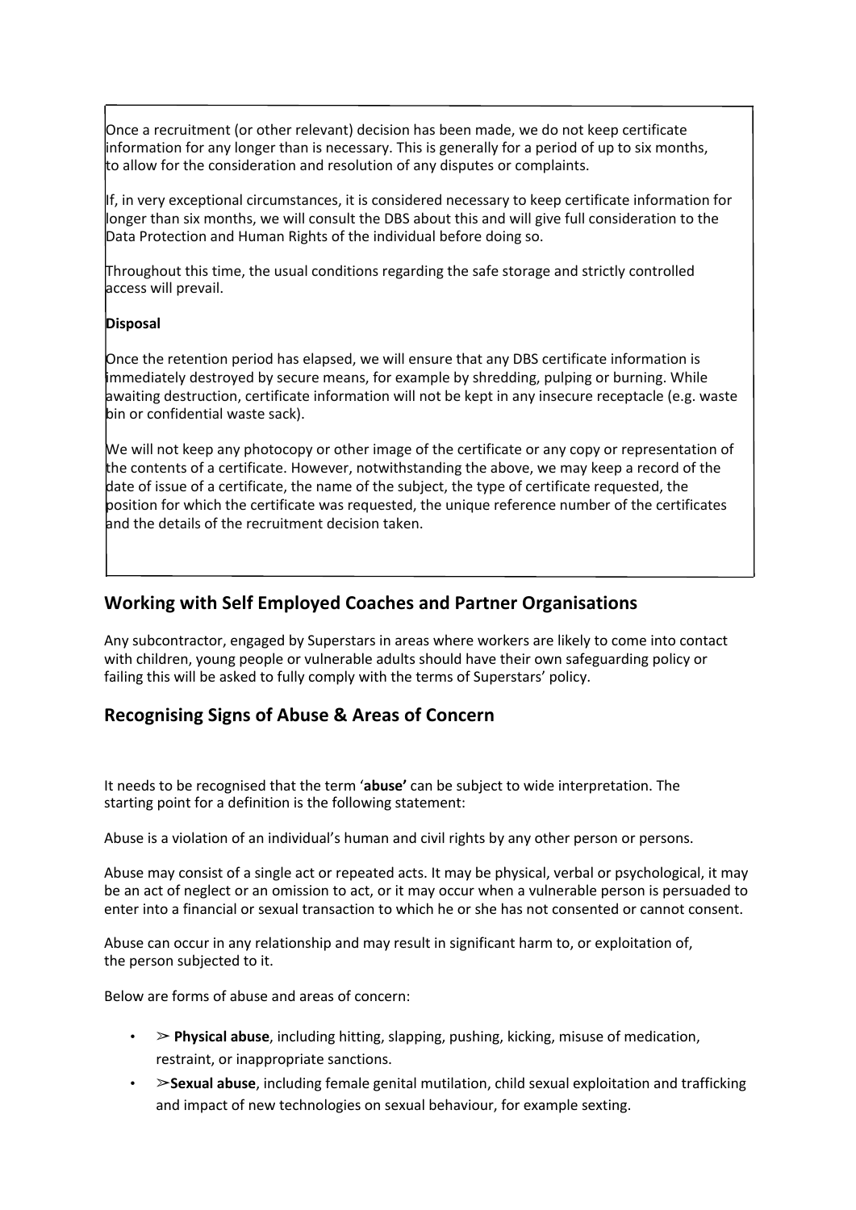Once a recruitment (or other relevant) decision has been made, we do not keep certificate information for any longer than is necessary. This is generally for a period of up to six months, to allow for the consideration and resolution of any disputes or complaints.

If, in very exceptional circumstances, it is considered necessary to keep certificate information for longer than six months, we will consult the DBS about this and will give full consideration to the Data Protection and Human Rights of the individual before doing so.

Throughout this time, the usual conditions regarding the safe storage and strictly controlled access will prevail.

**Disposal**

Once the retention period has elapsed, we will ensure that any DBS certificate information is immediately destroyed by secure means, for example by shredding, pulping or burning. While awaiting destruction, certificate information will not be kept in any insecure receptacle (e.g. waste bin or confidential waste sack).

We will not keep any photocopy or other image of the certificate or any copy or representation of the contents of a certificate. However, notwithstanding the above, we may keep a record of the date of issue of a certificate, the name of the subject, the type of certificate requested, the position for which the certificate was requested, the unique reference number of the certificates and the details of the recruitment decision taken.

## Working with Self Employed Coaches and Partner Organisations

Any subcontractor, engaged by Superstars in areas where workers are likely to come into contact with children, young people or vulnerable adults should have their own safeguarding policy or failing this will be asked to fully comply with the terms of Superstars' policy.

## Recognising Signs of Abuse & Areas of Concern

It needs to be recognised that the term '**abuse'** can be subject to wide interpretation. The starting point for a definition is the following statement:

Abuse is a violation of an individual's human and civil rights by any other person or persons.

Abuse may consist of a single act or repeated acts. It may be physical, verbal or psychological, it may be an act of neglect or an omission to act, or it may occur when a vulnerable person is persuaded to enter into a financial or sexual transaction to which he or she has not consented or cannot consent.

Abuse can occur in any relationship and may result in significant harm to, or exploitation of, the person subjected to it.

Below are forms of abuse and areas of concern:

- ➢ **Physical abuse**, including hitting, slapping, pushing, kicking, misuse of medication, restraint, or inappropriate sanctions.
- ➢**Sexual abuse**, including female genital mutilation, child sexual exploitation and trafficking and impact of new technologies on sexual behaviour, for example sexting.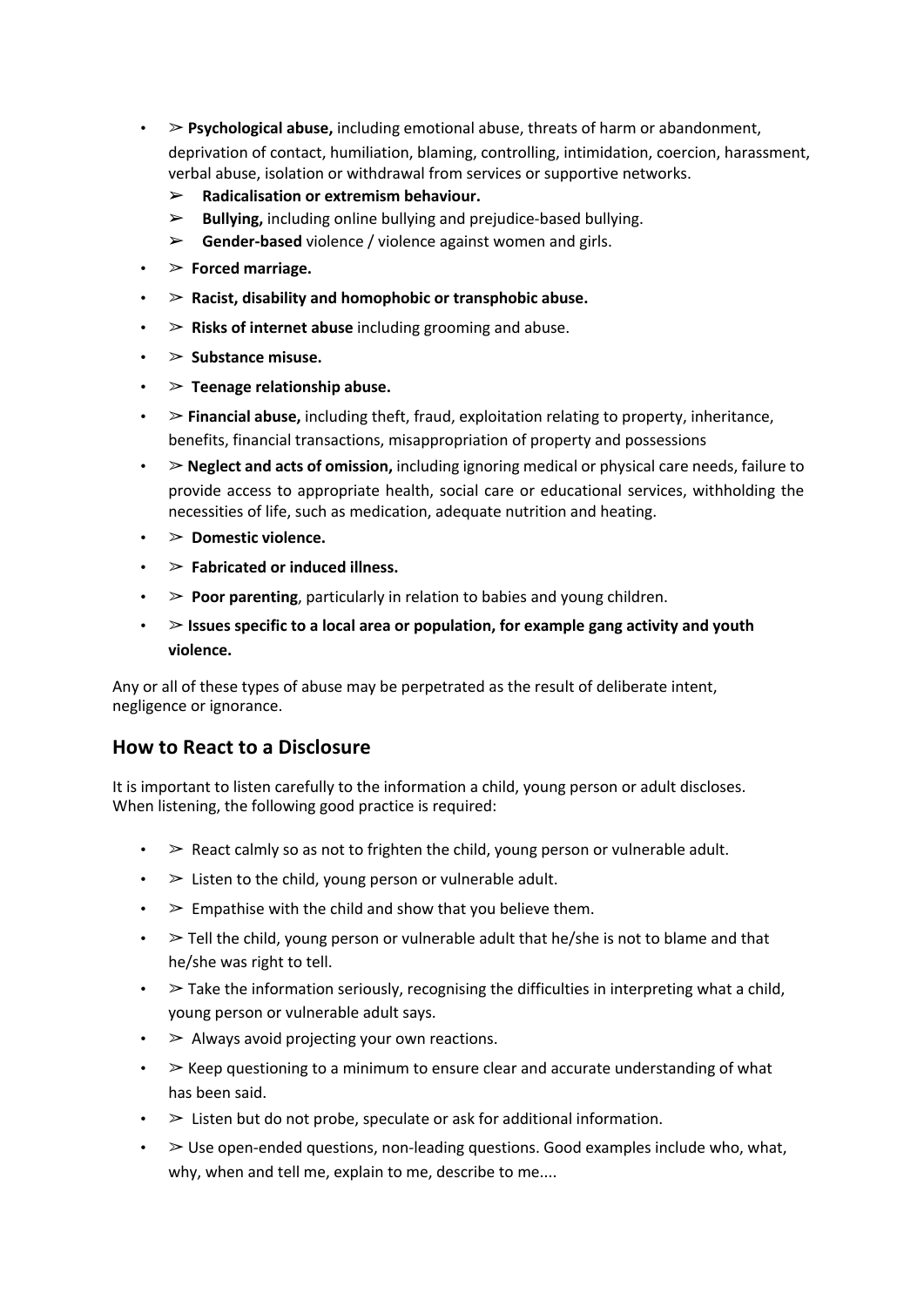- ➢ **Psychological abuse,** including emotional abuse, threats of harm or abandonment, deprivation of contact, humiliation, blaming, controlling, intimidation, coercion, harassment, verbal abuse, isolation or withdrawal from services or supportive networks.
    - ➢ **Radicalisation or extremism behaviour.**
    - ➢ **Bullying,** including online bullying and prejudice-based bullying.
    - ➢ **Gender-based** violence / violence against women and girls.
- ➢ **Forced marriage.**
- ➢ **Racist, disability and homophobic or transphobic abuse.**
- ➢ **Risks of internet abuse** including grooming and abuse.
- ➢ **Substance misuse.**
- ➢ **Teenage relationship abuse.**
- ➢ **Financial abuse,** including theft, fraud, exploitation relating to property, inheritance, benefits, financial transactions, misappropriation of property and possessions
- ➢ **Neglect and acts of omission,** including ignoring medical or physical care needs, failure to provide access to appropriate health, social care or educational services, withholding the necessities of life, such as medication, adequate nutrition and heating.
- ➢ **Domestic violence.**
- ➢ **Fabricated or induced illness.**
- ➢ **Poor parenting**, particularly in relation to babies and young children.
- ➢ **Issues specific to a local area or population, for example gang activity and youth violence.**

Any or all of these types of abuse may be perpetrated as the result of deliberate intent, negligence or ignorance.

## How to React to a Disclosure

It is important to listen carefully to the information a child, young person or adult discloses. When listening, the following good practice is required:

- ➢ React calmly so as not to frighten the child, young person or vulnerable adult.
- ➢ Listen to the child, young person or vulnerable adult.
- ➢ Empathise with the child and show that you believe them.
- ➢ Tell the child, young person or vulnerable adult that he/she is not to blame and that he/she was right to tell.
- ➢ Take the information seriously, recognising the difficulties in interpreting what a child, young person or vulnerable adult says.
- ➢ Always avoid projecting your own reactions.
- ➢ Keep questioning to a minimum to ensure clear and accurate understanding of what has been said.
- ➢ Listen but do not probe, speculate or ask for additional information.
- ➢ Use open-ended questions, non-leading questions. Good examples include who, what, why, when and tell me, explain to me, describe to me....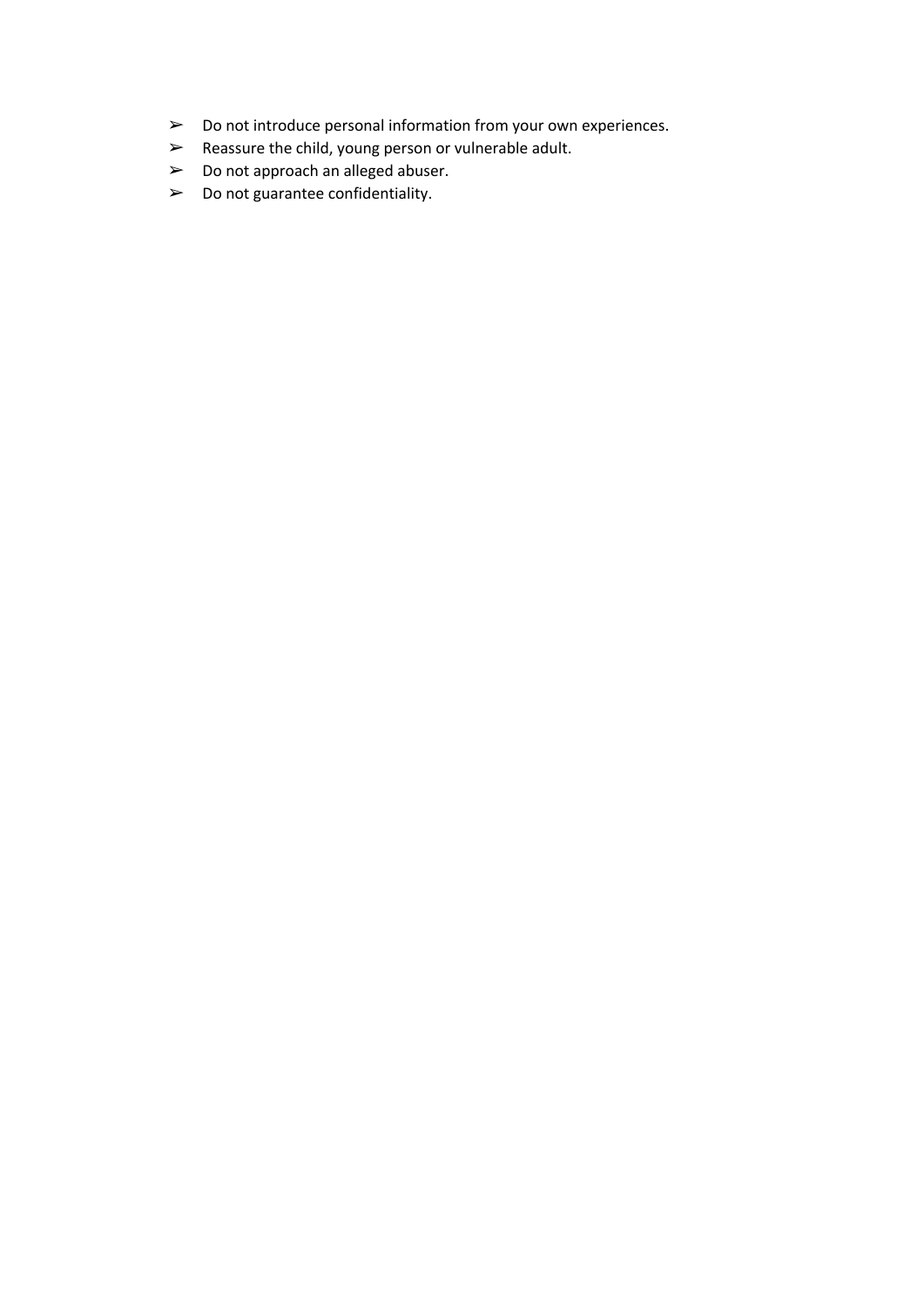- Do not introduce personal information from your own experiences.
- Reassure the child, young person or vulnerable adult.
- Do not approach an alleged abuser.
- Do not guarantee confidentiality.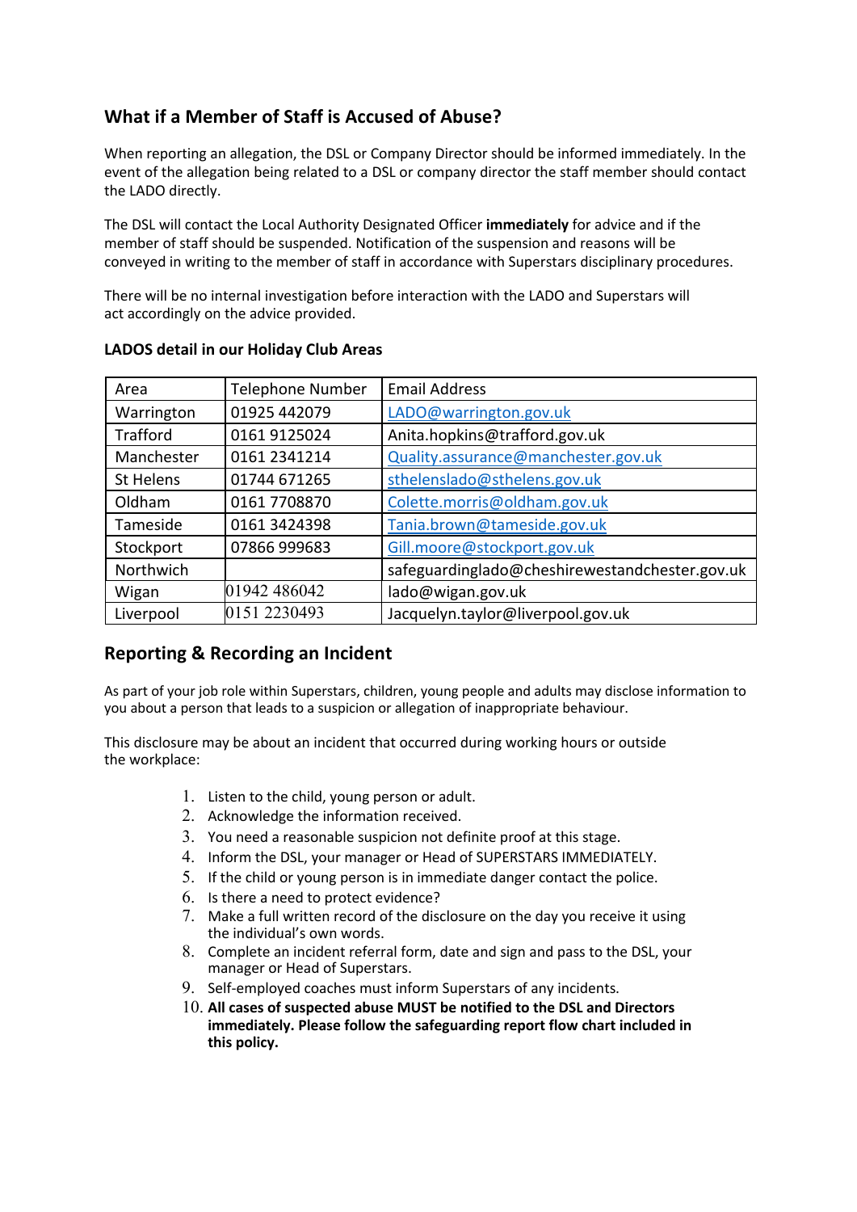## What if a Member of Staff is Accused of Abuse?

When reporting an allegation, the DSL or Company Director should be informed immediately. In the event of the allegation being related to a DSL or company director the staff member should contact the LADO directly.

The DSL will contact the Local Authority Designated Officer **immediately** for advice and if the member of staff should be suspended. Notification of the suspension and reasons will be conveyed in writing to the member of staff in accordance with Superstars disciplinary procedures.

There will be no internal investigation before interaction with the LADO and Superstars will act accordingly on the advice provided.

**LADOS detail in our Holiday Club Areas**

| Area | Telephone Number | Email Address |
|---|---|---|
| Warrington | 01925 442079 | LADO@warrington.gov.uk |
| Trafford | 0161 9125024 | Anita.hopkins@trafford.gov.uk |
| Manchester | 0161 2341214 | Quality.assurance@manchester.gov.uk |
| St Helens | 01744 671265 | sthelenslado@sthelens.gov.uk |
| Oldham | 0161 7708870 | Colette.morris@oldham.gov.uk |
| Tameside | 0161 3424398 | Tania.brown@tameside.gov.uk |
| Stockport | 07866 999683 | Gill.moore@stockport.gov.uk |
| Northwich | | safeguardinglado@cheshirewestandchester.gov.uk |
| Wigan | 01942 486042 | lado@wigan.gov.uk |
| Liverpool | 0151 2230493 | Jacquelyn.taylor@liverpool.gov.uk |

## Reporting & Recording an Incident

As part of your job role within Superstars, children, young people and adults may disclose information to you about a person that leads to a suspicion or allegation of inappropriate behaviour.

This disclosure may be about an incident that occurred during working hours or outside the workplace:

1. Listen to the child, young person or adult.
2. Acknowledge the information received.
3. You need a reasonable suspicion not definite proof at this stage.
4. Inform the DSL, your manager or Head of SUPERSTARS IMMEDIATELY.
5. If the child or young person is in immediate danger contact the police.
6. Is there a need to protect evidence?
7. Make a full written record of the disclosure on the day you receive it using the individual's own words.
8. Complete an incident referral form, date and sign and pass to the DSL, your manager or Head of Superstars.
9. Self-employed coaches must inform Superstars of any incidents.
10. **All cases of suspected abuse MUST be notified to the DSL and Directors immediately. Please follow the safeguarding report flow chart included in this policy.**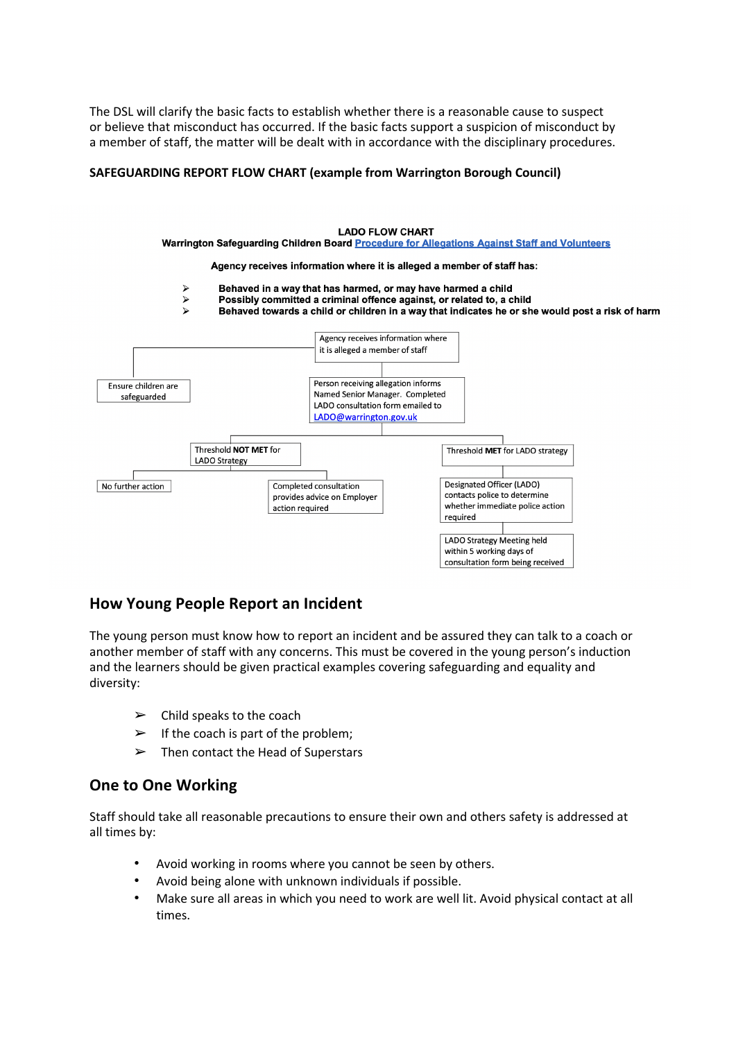The DSL will clarify the basic facts to establish whether there is a reasonable cause to suspect or believe that misconduct has occurred. If the basic facts support a suspicion of misconduct by a member of staff, the matter will be dealt with in accordance with the disciplinary procedures.

**SAFEGUARDING REPORT FLOW CHART (example from Warrington Borough Council)**

**LADO FLOW CHART**

**Warrington Safeguarding Children Board [Procedure for Allegations Against Staff and Volunteers]**

**Agency receives information where it is alleged a member of staff has:**

- **Behaved in a way that has harmed, or may have harmed a child**
- **Possibly committed a criminal offence against, or related to, a child**
- **Behaved towards a child or children in a way that indicates he or she would post a risk of harm**

Agency receives information where it is alleged a member of staff

- Ensure children are safeguarded
- Person receiving allegation informs Named Senior Manager. Completed LADO consultation form emailed to LADO@warrington.gov.uk
  - Threshold **NOT MET** for LADO Strategy
    - No further action
    - Completed consultation provides advice on Employer action required
  - Threshold **MET** for LADO strategy
    - Designated Officer (LADO) contacts police to determine whether immediate police action required
    - LADO Strategy Meeting held within 5 working days of consultation form being received

## How Young People Report an Incident

The young person must know how to report an incident and be assured they can talk to a coach or another member of staff with any concerns. This must be covered in the young person's induction and the learners should be given practical examples covering safeguarding and equality and diversity:

- Child speaks to the coach
- If the coach is part of the problem;
- Then contact the Head of Superstars

## One to One Working

Staff should take all reasonable precautions to ensure their own and others safety is addressed at all times by:

- Avoid working in rooms where you cannot be seen by others.
- Avoid being alone with unknown individuals if possible.
- Make sure all areas in which you need to work are well lit. Avoid physical contact at all times.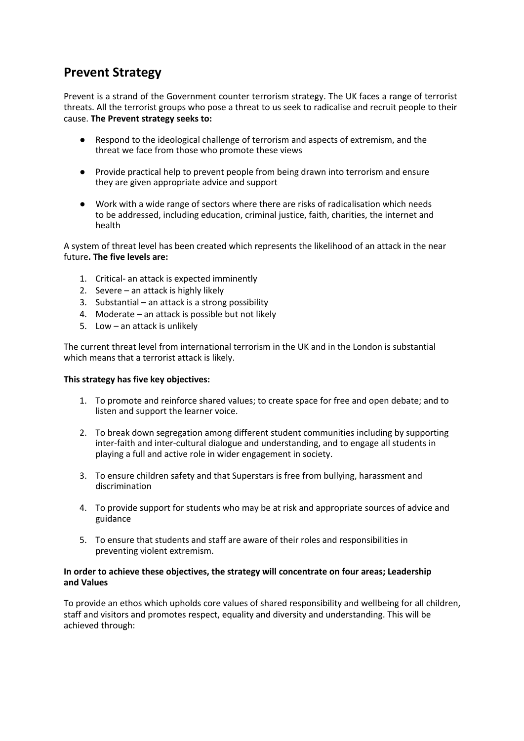## Prevent Strategy

Prevent is a strand of the Government counter terrorism strategy. The UK faces a range of terrorist threats. All the terrorist groups who pose a threat to us seek to radicalise and recruit people to their cause. **The Prevent strategy seeks to:**

- Respond to the ideological challenge of terrorism and aspects of extremism, and the threat we face from those who promote these views
- Provide practical help to prevent people from being drawn into terrorism and ensure they are given appropriate advice and support
- Work with a wide range of sectors where there are risks of radicalisation which needs to be addressed, including education, criminal justice, faith, charities, the internet and health

A system of threat level has been created which represents the likelihood of an attack in the near future**. The five levels are:**

1. Critical- an attack is expected imminently
2. Severe – an attack is highly likely
3. Substantial – an attack is a strong possibility
4. Moderate – an attack is possible but not likely
5. Low – an attack is unlikely

The current threat level from international terrorism in the UK and in the London is substantial which means that a terrorist attack is likely.

**This strategy has five key objectives:**

1. To promote and reinforce shared values; to create space for free and open debate; and to listen and support the learner voice.
2. To break down segregation among different student communities including by supporting inter-faith and inter-cultural dialogue and understanding, and to engage all students in playing a full and active role in wider engagement in society.
3. To ensure children safety and that Superstars is free from bullying, harassment and discrimination
4. To provide support for students who may be at risk and appropriate sources of advice and guidance
5. To ensure that students and staff are aware of their roles and responsibilities in preventing violent extremism.

**In order to achieve these objectives, the strategy will concentrate on four areas; Leadership and Values**

To provide an ethos which upholds core values of shared responsibility and wellbeing for all children, staff and visitors and promotes respect, equality and diversity and understanding. This will be achieved through: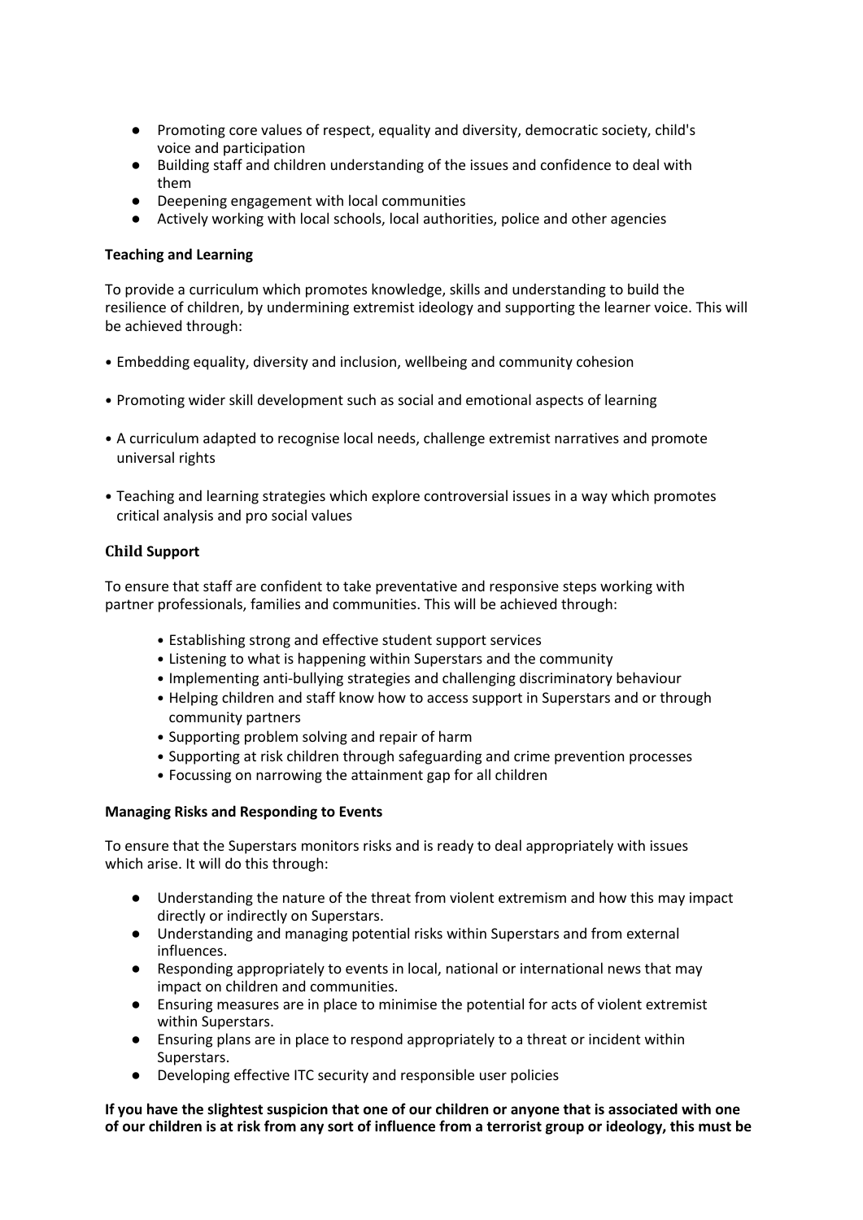- Promoting core values of respect, equality and diversity, democratic society, child's voice and participation
- Building staff and children understanding of the issues and confidence to deal with them
- Deepening engagement with local communities
- Actively working with local schools, local authorities, police and other agencies

**Teaching and Learning**

To provide a curriculum which promotes knowledge, skills and understanding to build the resilience of children, by undermining extremist ideology and supporting the learner voice. This will be achieved through:

- Embedding equality, diversity and inclusion, wellbeing and community cohesion
- Promoting wider skill development such as social and emotional aspects of learning
- A curriculum adapted to recognise local needs, challenge extremist narratives and promote universal rights
- Teaching and learning strategies which explore controversial issues in a way which promotes critical analysis and pro social values

**Child Support**

To ensure that staff are confident to take preventative and responsive steps working with partner professionals, families and communities. This will be achieved through:

- Establishing strong and effective student support services
- Listening to what is happening within Superstars and the community
- Implementing anti-bullying strategies and challenging discriminatory behaviour
- Helping children and staff know how to access support in Superstars and or through community partners
- Supporting problem solving and repair of harm
- Supporting at risk children through safeguarding and crime prevention processes
- Focussing on narrowing the attainment gap for all children

**Managing Risks and Responding to Events**

To ensure that the Superstars monitors risks and is ready to deal appropriately with issues which arise. It will do this through:

- Understanding the nature of the threat from violent extremism and how this may impact directly or indirectly on Superstars.
- Understanding and managing potential risks within Superstars and from external influences.
- Responding appropriately to events in local, national or international news that may impact on children and communities.
- Ensuring measures are in place to minimise the potential for acts of violent extremist within Superstars.
- Ensuring plans are in place to respond appropriately to a threat or incident within Superstars.
- Developing effective ITC security and responsible user policies

**If you have the slightest suspicion that one of our children or anyone that is associated with one of our children is at risk from any sort of influence from a terrorist group or ideology, this must be**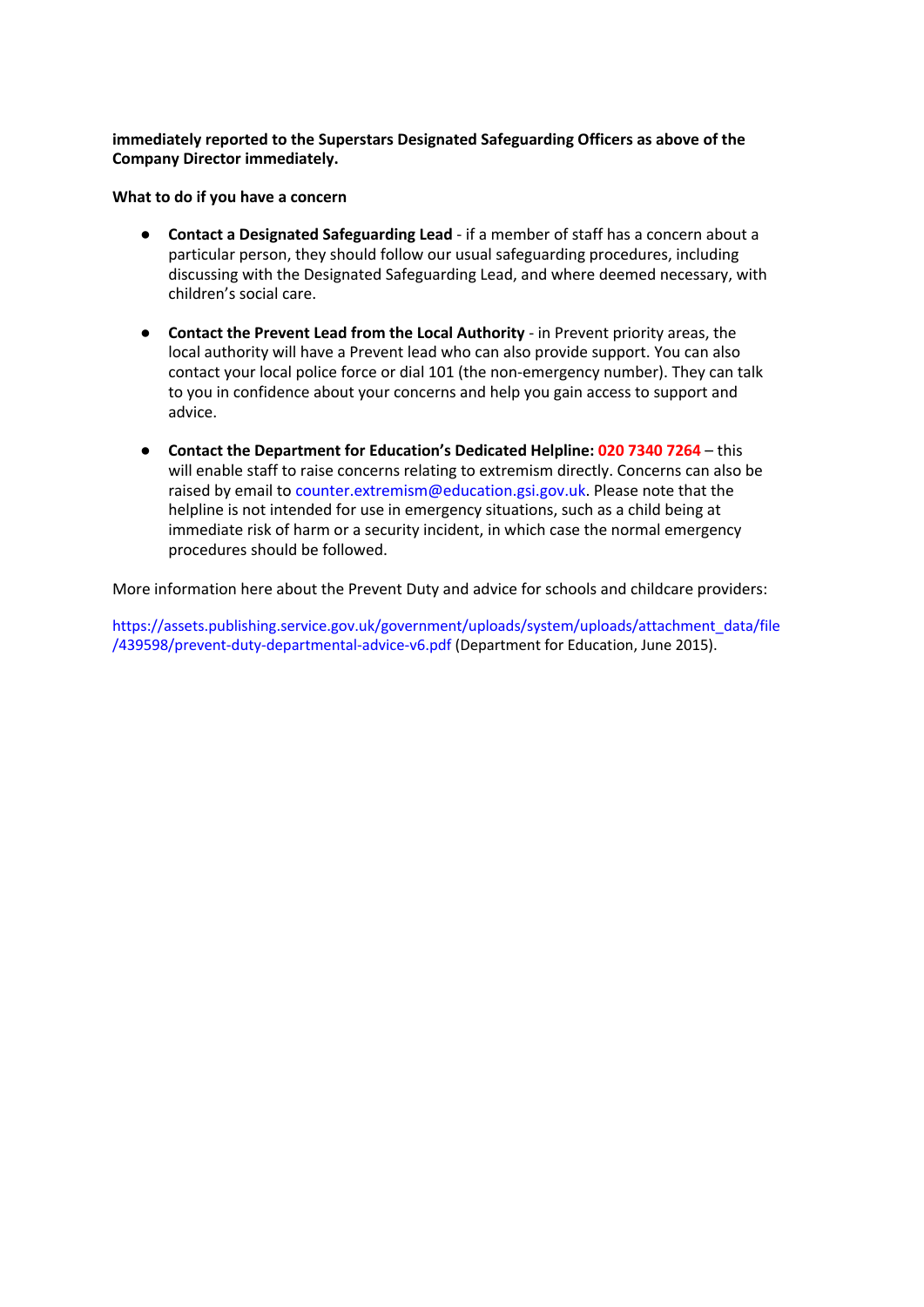**immediately reported to the Superstars Designated Safeguarding Officers as above of the Company Director immediately.**

**What to do if you have a concern**

- **Contact a Designated Safeguarding Lead** - if a member of staff has a concern about a particular person, they should follow our usual safeguarding procedures, including discussing with the Designated Safeguarding Lead, and where deemed necessary, with children's social care.

- **Contact the Prevent Lead from the Local Authority** - in Prevent priority areas, the local authority will have a Prevent lead who can also provide support. You can also contact your local police force or dial 101 (the non-emergency number). They can talk to you in confidence about your concerns and help you gain access to support and advice.

- **Contact the Department for Education's Dedicated Helpline: 020 7340 7264** – this will enable staff to raise concerns relating to extremism directly. Concerns can also be raised by email to counter.extremism@education.gsi.gov.uk. Please note that the helpline is not intended for use in emergency situations, such as a child being at immediate risk of harm or a security incident, in which case the normal emergency procedures should be followed.

More information here about the Prevent Duty and advice for schools and childcare providers:

https://assets.publishing.service.gov.uk/government/uploads/system/uploads/attachment_data/file/439598/prevent-duty-departmental-advice-v6.pdf (Department for Education, June 2015).